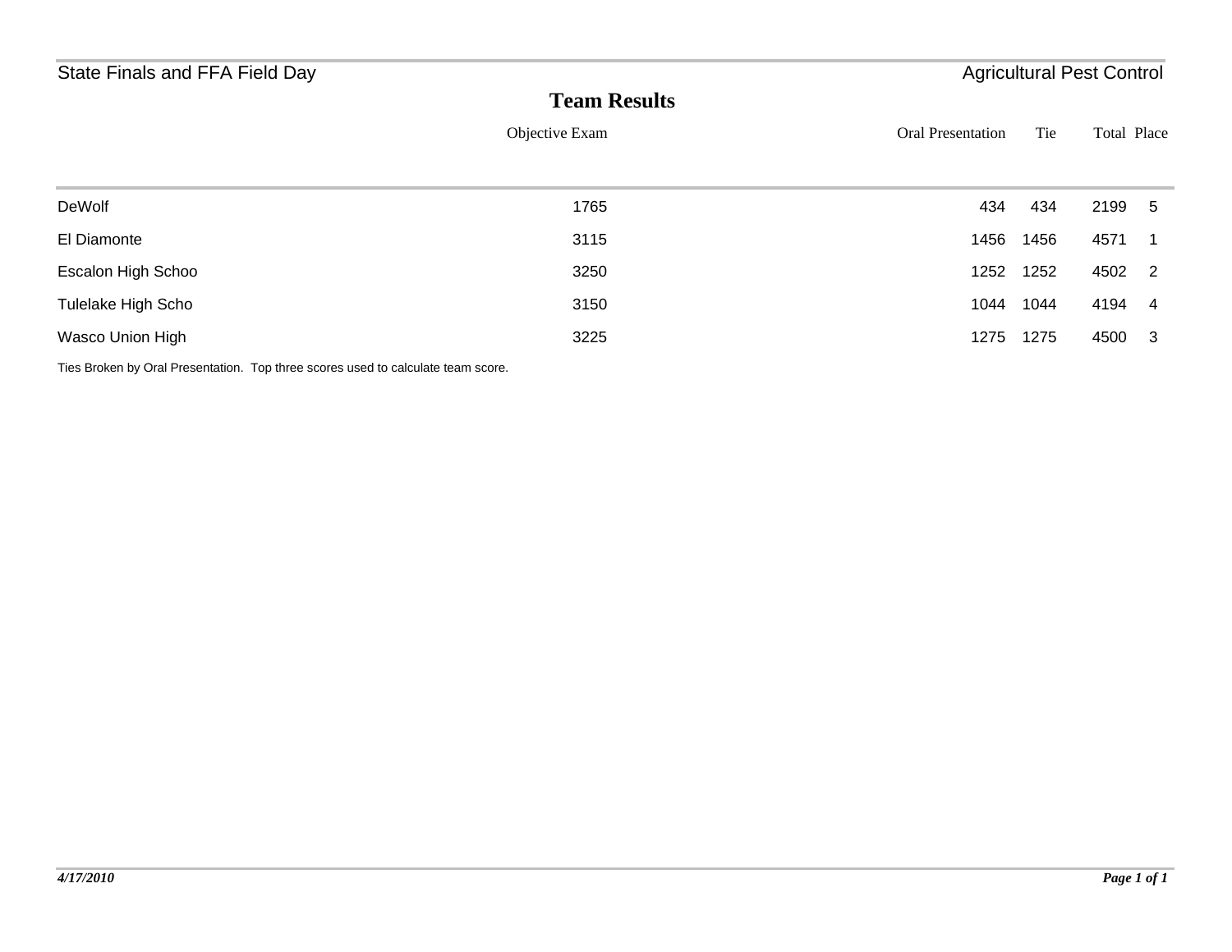State Finals and FFA Field Day

Agricultural Pest Control

# Team Results

| | Objective Exam | Oral Presentation | Tie | Total | Place |
|---|---|---|---|---|---|
| DeWolf | 1765 | 434 | 434 | 2199 | 5 |
| El Diamonte | 3115 | 1456 | 1456 | 4571 | 1 |
| Escalon High Schoo | 3250 | 1252 | 1252 | 4502 | 2 |
| Tulelake High Scho | 3150 | 1044 | 1044 | 4194 | 4 |
| Wasco Union High | 3225 | 1275 | 1275 | 4500 | 3 |

Ties Broken by Oral Presentation. Top three scores used to calculate team score.

*4/17/2010*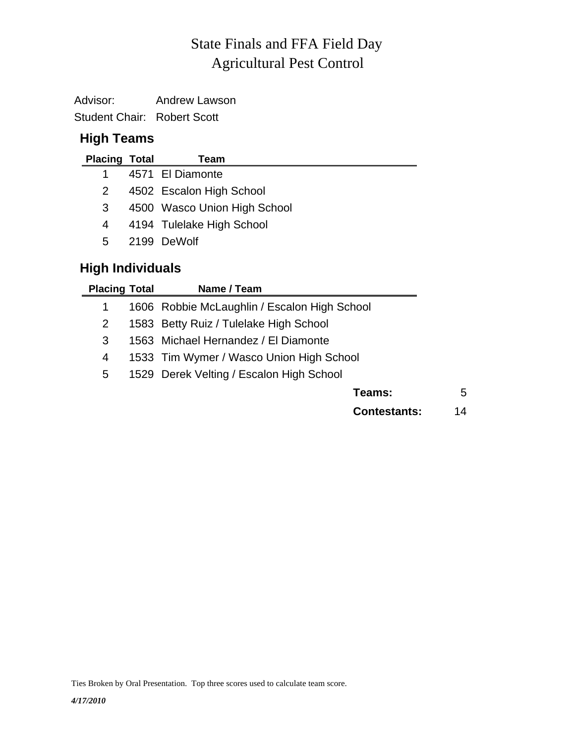# State Finals and FFA Field Day
# Agricultural Pest Control

Advisor: Andrew Lawson

Student Chair: Robert Scott

## High Teams

| Placing | Total | Team |
|---|---|---|
| 1 | 4571 | El Diamonte |
| 2 | 4502 | Escalon High School |
| 3 | 4500 | Wasco Union High School |
| 4 | 4194 | Tulelake High School |
| 5 | 2199 | DeWolf |

## High Individuals

| Placing | Total | Name / Team |
|---|---|---|
| 1 | 1606 | Robbie McLaughlin / Escalon High School |
| 2 | 1583 | Betty Ruiz / Tulelake High School |
| 3 | 1563 | Michael Hernandez / El Diamonte |
| 4 | 1533 | Tim Wymer / Wasco Union High School |
| 5 | 1529 | Derek Velting / Escalon High School |

**Teams:** 5

**Contestants:** 14

Ties Broken by Oral Presentation. Top three scores used to calculate team score.

*4/17/2010*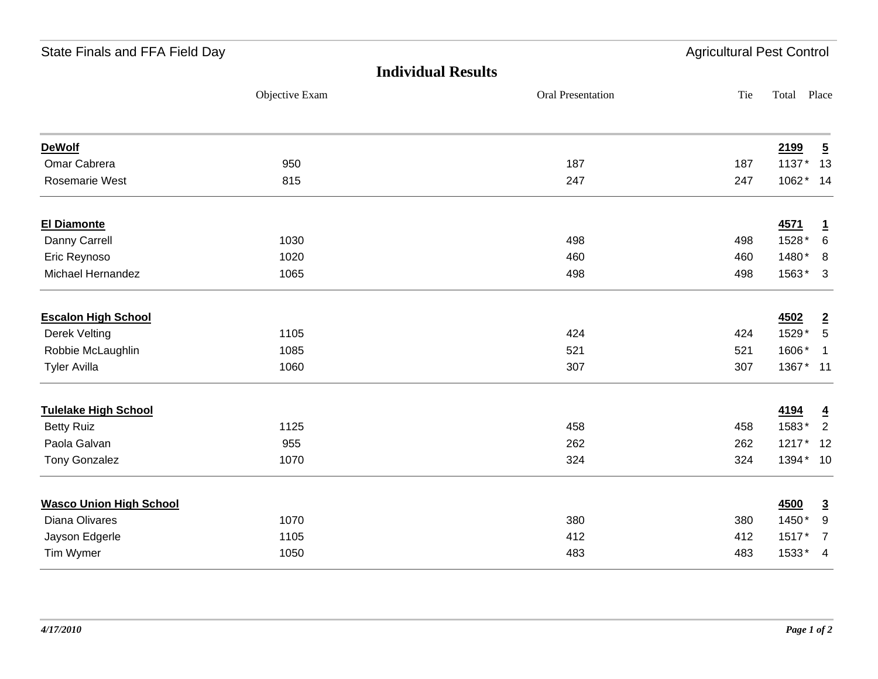State Finals and FFA Field Day — Agricultural Pest Control

# Individual Results

| | Objective Exam | Oral Presentation | Tie | Total | Place |
|---|---|---|---|---|---|
| **DeWolf** | | | | **2199** | **5** |
| Omar Cabrera | 950 | 187 | 187 | 1137* | 13 |
| Rosemarie West | 815 | 247 | 247 | 1062* | 14 |
| **El Diamonte** | | | | **4571** | **1** |
| Danny Carrell | 1030 | 498 | 498 | 1528* | 6 |
| Eric Reynoso | 1020 | 460 | 460 | 1480* | 8 |
| Michael Hernandez | 1065 | 498 | 498 | 1563* | 3 |
| **Escalon High School** | | | | **4502** | **2** |
| Derek Velting | 1105 | 424 | 424 | 1529* | 5 |
| Robbie McLaughlin | 1085 | 521 | 521 | 1606* | 1 |
| Tyler Avilla | 1060 | 307 | 307 | 1367* | 11 |
| **Tulelake High School** | | | | **4194** | **4** |
| Betty Ruiz | 1125 | 458 | 458 | 1583* | 2 |
| Paola Galvan | 955 | 262 | 262 | 1217* | 12 |
| Tony Gonzalez | 1070 | 324 | 324 | 1394* | 10 |
| **Wasco Union High School** | | | | **4500** | **3** |
| Diana Olivares | 1070 | 380 | 380 | 1450* | 9 |
| Jayson Edgerle | 1105 | 412 | 412 | 1517* | 7 |
| Tim Wymer | 1050 | 483 | 483 | 1533* | 4 |

*4/17/2010*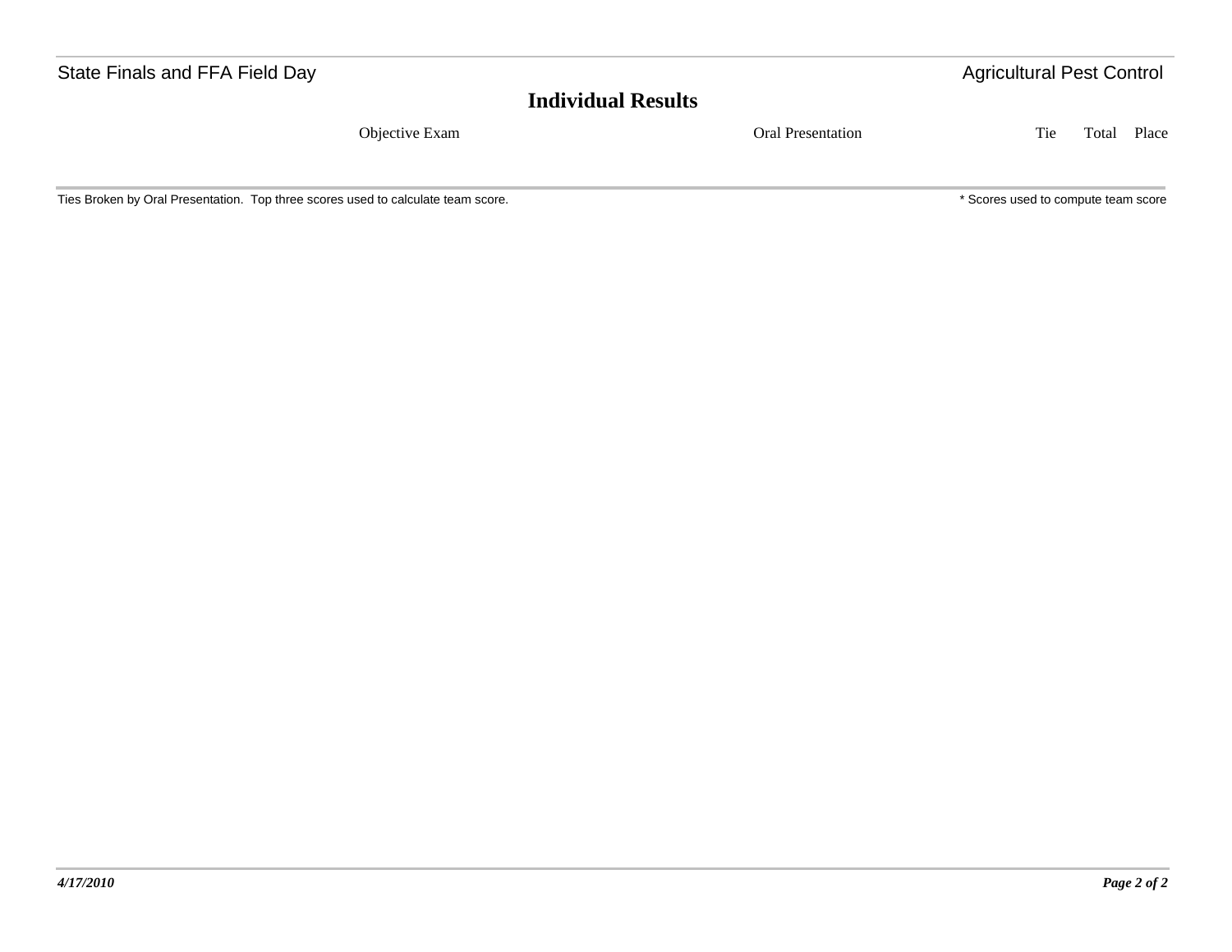## Individual Results

| Objective Exam | Oral Presentation | Tie | Total | Place |
|---|---|---|---|---|

Ties Broken by Oral Presentation. Top three scores used to calculate team score.

* Scores used to compute team score